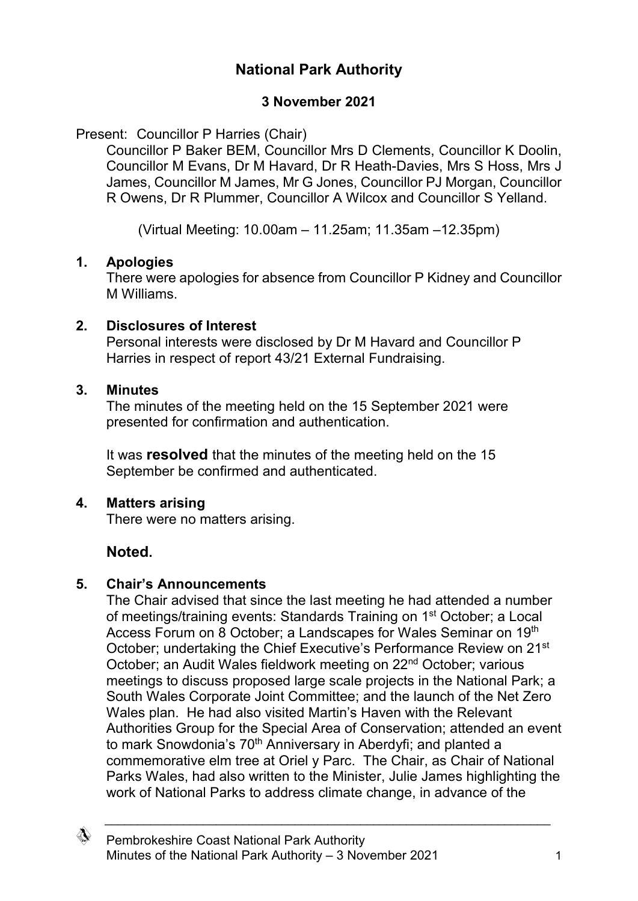# National Park Authority

## 3 November 2021

Present: Councillor P Harries (Chair)
Councillor P Baker BEM, Councillor Mrs D Clements, Councillor K Doolin, Councillor M Evans, Dr M Havard, Dr R Heath-Davies, Mrs S Hoss, Mrs J James, Councillor M James, Mr G Jones, Councillor PJ Morgan, Councillor R Owens, Dr R Plummer, Councillor A Wilcox and Councillor S Yelland.

(Virtual Meeting: 10.00am – 11.25am; 11.35am –12.35pm)

### 1. Apologies

There were apologies for absence from Councillor P Kidney and Councillor M Williams.

### 2. Disclosures of Interest

Personal interests were disclosed by Dr M Havard and Councillor P Harries in respect of report 43/21 External Fundraising.

### 3. Minutes

The minutes of the meeting held on the 15 September 2021 were presented for confirmation and authentication.

It was **resolved** that the minutes of the meeting held on the 15 September be confirmed and authenticated.

### 4. Matters arising

There were no matters arising.

**Noted.**

### 5. Chair's Announcements

The Chair advised that since the last meeting he had attended a number of meetings/training events: Standards Training on 1st October; a Local Access Forum on 8 October; a Landscapes for Wales Seminar on 19th October; undertaking the Chief Executive's Performance Review on 21st October; an Audit Wales fieldwork meeting on 22nd October; various meetings to discuss proposed large scale projects in the National Park; a South Wales Corporate Joint Committee; and the launch of the Net Zero Wales plan. He had also visited Martin's Haven with the Relevant Authorities Group for the Special Area of Conservation; attended an event to mark Snowdonia's 70th Anniversary in Aberdyfi; and planted a commemorative elm tree at Oriel y Parc. The Chair, as Chair of National Parks Wales, had also written to the Minister, Julie James highlighting the work of National Parks to address climate change, in advance of the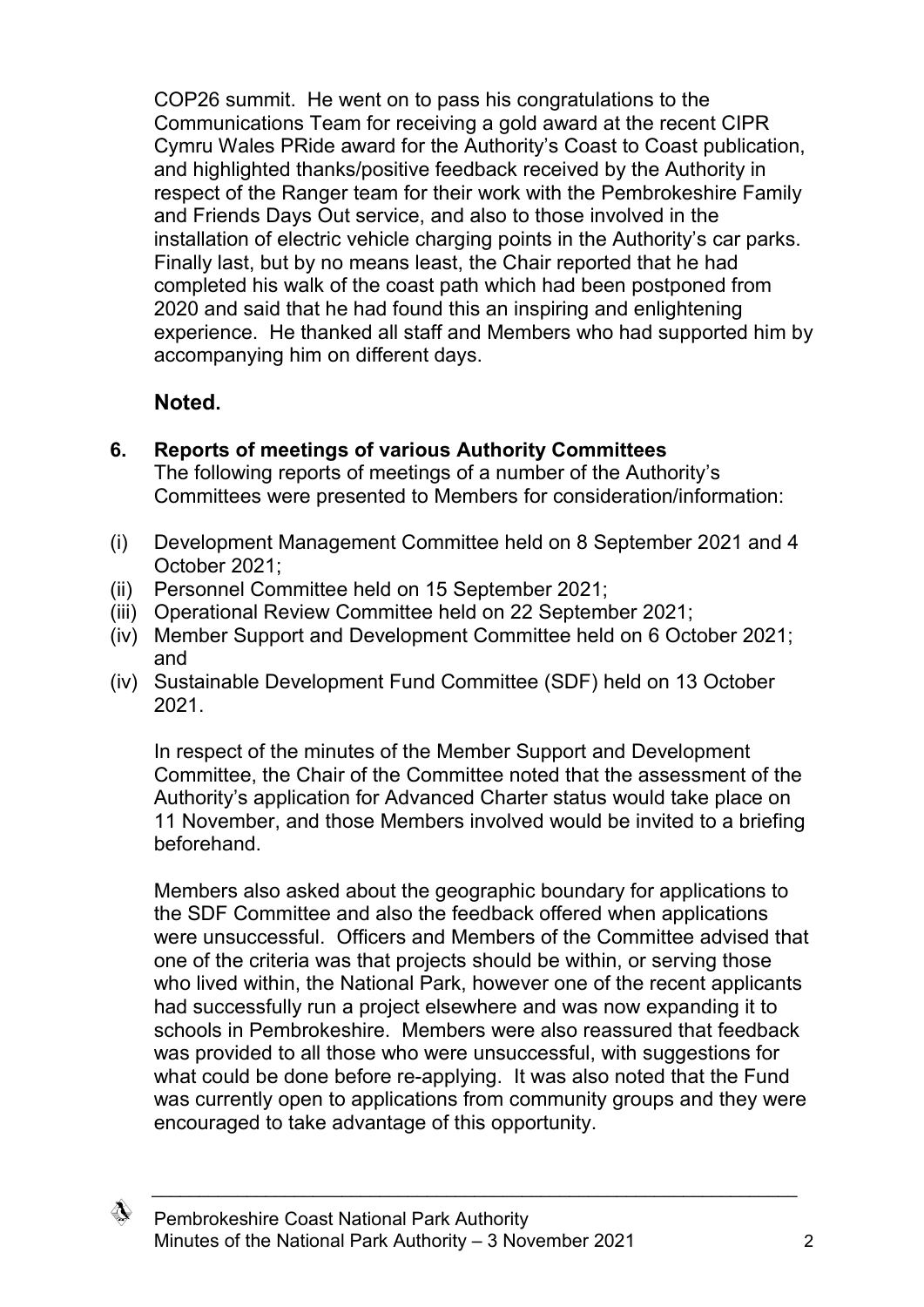COP26 summit. He went on to pass his congratulations to the Communications Team for receiving a gold award at the recent CIPR Cymru Wales PRide award for the Authority's Coast to Coast publication, and highlighted thanks/positive feedback received by the Authority in respect of the Ranger team for their work with the Pembrokeshire Family and Friends Days Out service, and also to those involved in the installation of electric vehicle charging points in the Authority's car parks. Finally last, but by no means least, the Chair reported that he had completed his walk of the coast path which had been postponed from 2020 and said that he had found this an inspiring and enlightening experience. He thanked all staff and Members who had supported him by accompanying him on different days.

**Noted.**

**6. Reports of meetings of various Authority Committees**

The following reports of meetings of a number of the Authority's Committees were presented to Members for consideration/information:

(i) Development Management Committee held on 8 September 2021 and 4 October 2021;
(ii) Personnel Committee held on 15 September 2021;
(iii) Operational Review Committee held on 22 September 2021;
(iv) Member Support and Development Committee held on 6 October 2021; and
(iv) Sustainable Development Fund Committee (SDF) held on 13 October 2021.

In respect of the minutes of the Member Support and Development Committee, the Chair of the Committee noted that the assessment of the Authority's application for Advanced Charter status would take place on 11 November, and those Members involved would be invited to a briefing beforehand.

Members also asked about the geographic boundary for applications to the SDF Committee and also the feedback offered when applications were unsuccessful. Officers and Members of the Committee advised that one of the criteria was that projects should be within, or serving those who lived within, the National Park, however one of the recent applicants had successfully run a project elsewhere and was now expanding it to schools in Pembrokeshire. Members were also reassured that feedback was provided to all those who were unsuccessful, with suggestions for what could be done before re-applying. It was also noted that the Fund was currently open to applications from community groups and they were encouraged to take advantage of this opportunity.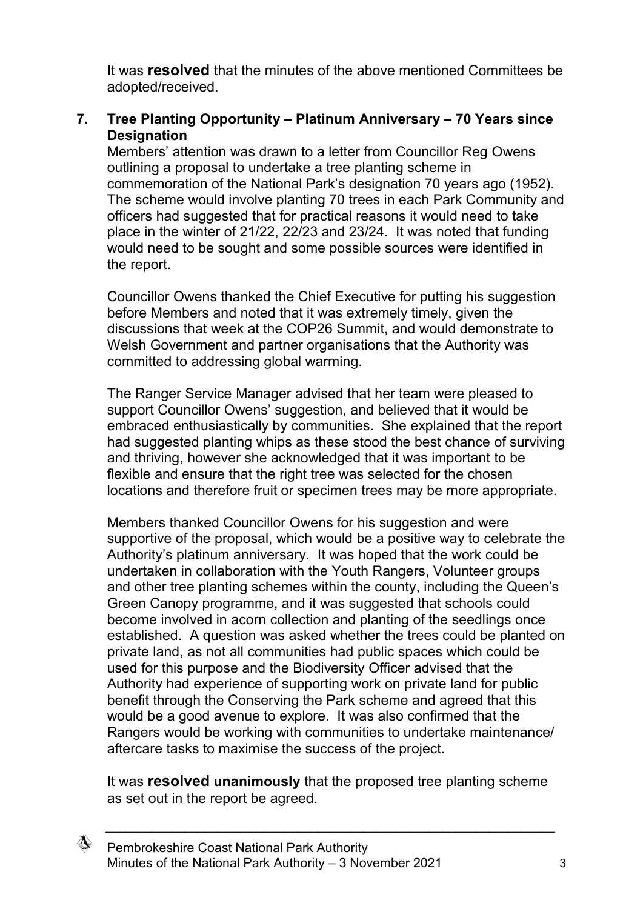It was **resolved** that the minutes of the above mentioned Committees be adopted/received.

## 7. Tree Planting Opportunity – Platinum Anniversary – 70 Years since Designation

Members' attention was drawn to a letter from Councillor Reg Owens outlining a proposal to undertake a tree planting scheme in commemoration of the National Park's designation 70 years ago (1952). The scheme would involve planting 70 trees in each Park Community and officers had suggested that for practical reasons it would need to take place in the winter of 21/22, 22/23 and 23/24. It was noted that funding would need to be sought and some possible sources were identified in the report.

Councillor Owens thanked the Chief Executive for putting his suggestion before Members and noted that it was extremely timely, given the discussions that week at the COP26 Summit, and would demonstrate to Welsh Government and partner organisations that the Authority was committed to addressing global warming.

The Ranger Service Manager advised that her team were pleased to support Councillor Owens' suggestion, and believed that it would be embraced enthusiastically by communities. She explained that the report had suggested planting whips as these stood the best chance of surviving and thriving, however she acknowledged that it was important to be flexible and ensure that the right tree was selected for the chosen locations and therefore fruit or specimen trees may be more appropriate.

Members thanked Councillor Owens for his suggestion and were supportive of the proposal, which would be a positive way to celebrate the Authority's platinum anniversary. It was hoped that the work could be undertaken in collaboration with the Youth Rangers, Volunteer groups and other tree planting schemes within the county, including the Queen's Green Canopy programme, and it was suggested that schools could become involved in acorn collection and planting of the seedlings once established. A question was asked whether the trees could be planted on private land, as not all communities had public spaces which could be used for this purpose and the Biodiversity Officer advised that the Authority had experience of supporting work on private land for public benefit through the Conserving the Park scheme and agreed that this would be a good avenue to explore. It was also confirmed that the Rangers would be working with communities to undertake maintenance/ aftercare tasks to maximise the success of the project.

It was **resolved unanimously** that the proposed tree planting scheme as set out in the report be agreed.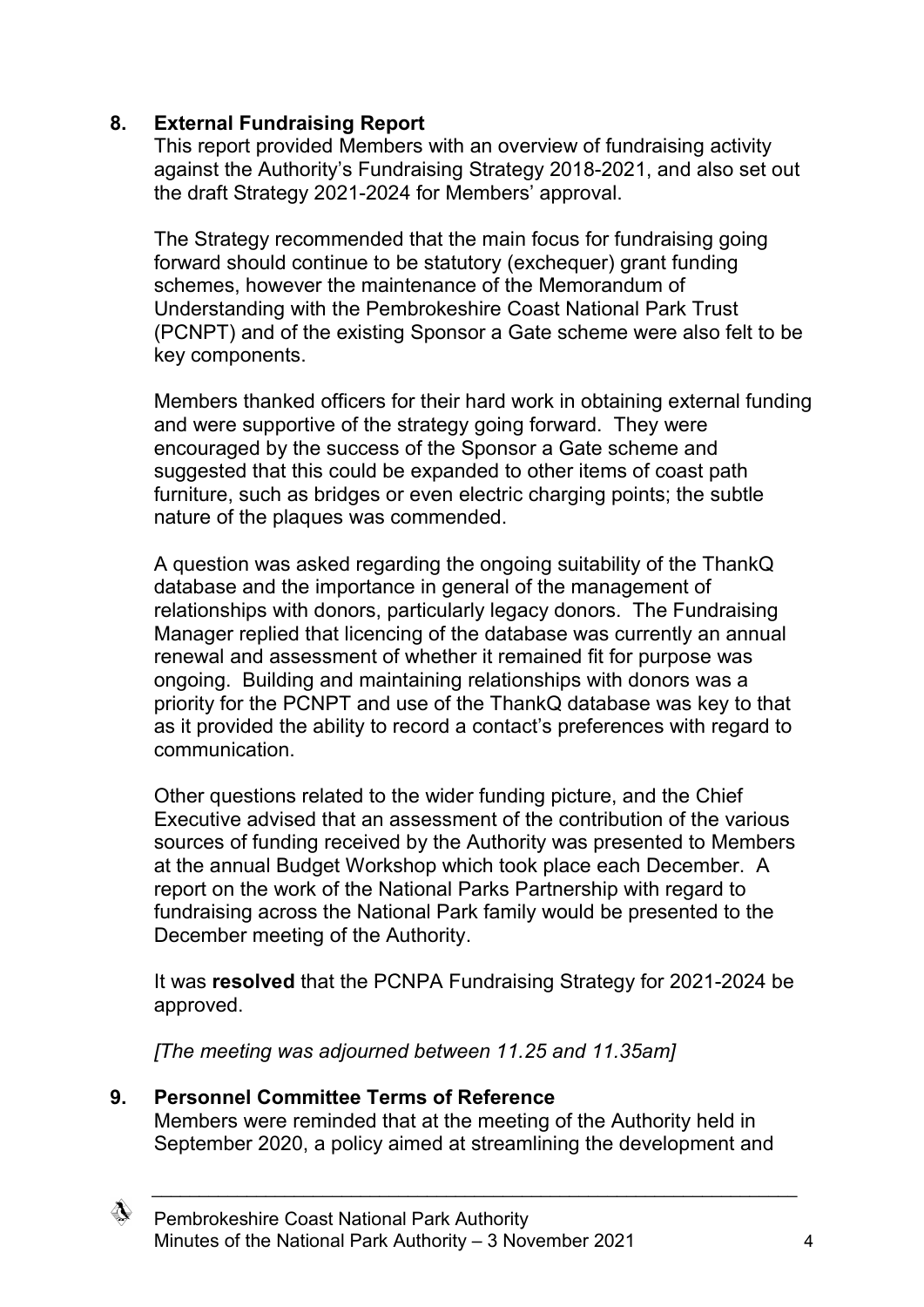## 8. External Fundraising Report

This report provided Members with an overview of fundraising activity against the Authority's Fundraising Strategy 2018-2021, and also set out the draft Strategy 2021-2024 for Members' approval.

The Strategy recommended that the main focus for fundraising going forward should continue to be statutory (exchequer) grant funding schemes, however the maintenance of the Memorandum of Understanding with the Pembrokeshire Coast National Park Trust (PCNPT) and of the existing Sponsor a Gate scheme were also felt to be key components.

Members thanked officers for their hard work in obtaining external funding and were supportive of the strategy going forward. They were encouraged by the success of the Sponsor a Gate scheme and suggested that this could be expanded to other items of coast path furniture, such as bridges or even electric charging points; the subtle nature of the plaques was commended.

A question was asked regarding the ongoing suitability of the ThankQ database and the importance in general of the management of relationships with donors, particularly legacy donors. The Fundraising Manager replied that licencing of the database was currently an annual renewal and assessment of whether it remained fit for purpose was ongoing. Building and maintaining relationships with donors was a priority for the PCNPT and use of the ThankQ database was key to that as it provided the ability to record a contact's preferences with regard to communication.

Other questions related to the wider funding picture, and the Chief Executive advised that an assessment of the contribution of the various sources of funding received by the Authority was presented to Members at the annual Budget Workshop which took place each December. A report on the work of the National Parks Partnership with regard to fundraising across the National Park family would be presented to the December meeting of the Authority.

It was **resolved** that the PCNPA Fundraising Strategy for 2021-2024 be approved.

*[The meeting was adjourned between 11.25 and 11.35am]*

## 9. Personnel Committee Terms of Reference

Members were reminded that at the meeting of the Authority held in September 2020, a policy aimed at streamlining the development and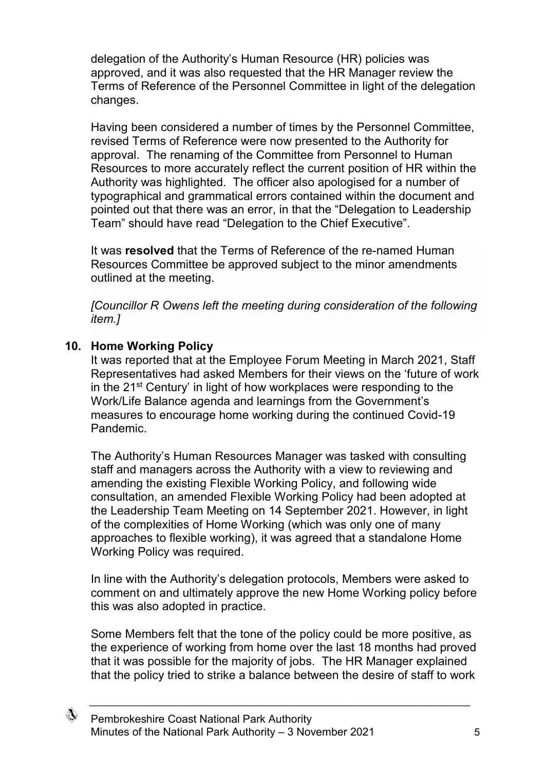delegation of the Authority's Human Resource (HR) policies was approved, and it was also requested that the HR Manager review the Terms of Reference of the Personnel Committee in light of the delegation changes.

Having been considered a number of times by the Personnel Committee, revised Terms of Reference were now presented to the Authority for approval. The renaming of the Committee from Personnel to Human Resources to more accurately reflect the current position of HR within the Authority was highlighted. The officer also apologised for a number of typographical and grammatical errors contained within the document and pointed out that there was an error, in that the "Delegation to Leadership Team" should have read "Delegation to the Chief Executive".

It was **resolved** that the Terms of Reference of the re-named Human Resources Committee be approved subject to the minor amendments outlined at the meeting.

*[Councillor R Owens left the meeting during consideration of the following item.]*

## 10. Home Working Policy

It was reported that at the Employee Forum Meeting in March 2021, Staff Representatives had asked Members for their views on the 'future of work in the 21st Century' in light of how workplaces were responding to the Work/Life Balance agenda and learnings from the Government's measures to encourage home working during the continued Covid-19 Pandemic.

The Authority's Human Resources Manager was tasked with consulting staff and managers across the Authority with a view to reviewing and amending the existing Flexible Working Policy, and following wide consultation, an amended Flexible Working Policy had been adopted at the Leadership Team Meeting on 14 September 2021. However, in light of the complexities of Home Working (which was only one of many approaches to flexible working), it was agreed that a standalone Home Working Policy was required.

In line with the Authority's delegation protocols, Members were asked to comment on and ultimately approve the new Home Working policy before this was also adopted in practice.

Some Members felt that the tone of the policy could be more positive, as the experience of working from home over the last 18 months had proved that it was possible for the majority of jobs. The HR Manager explained that the policy tried to strike a balance between the desire of staff to work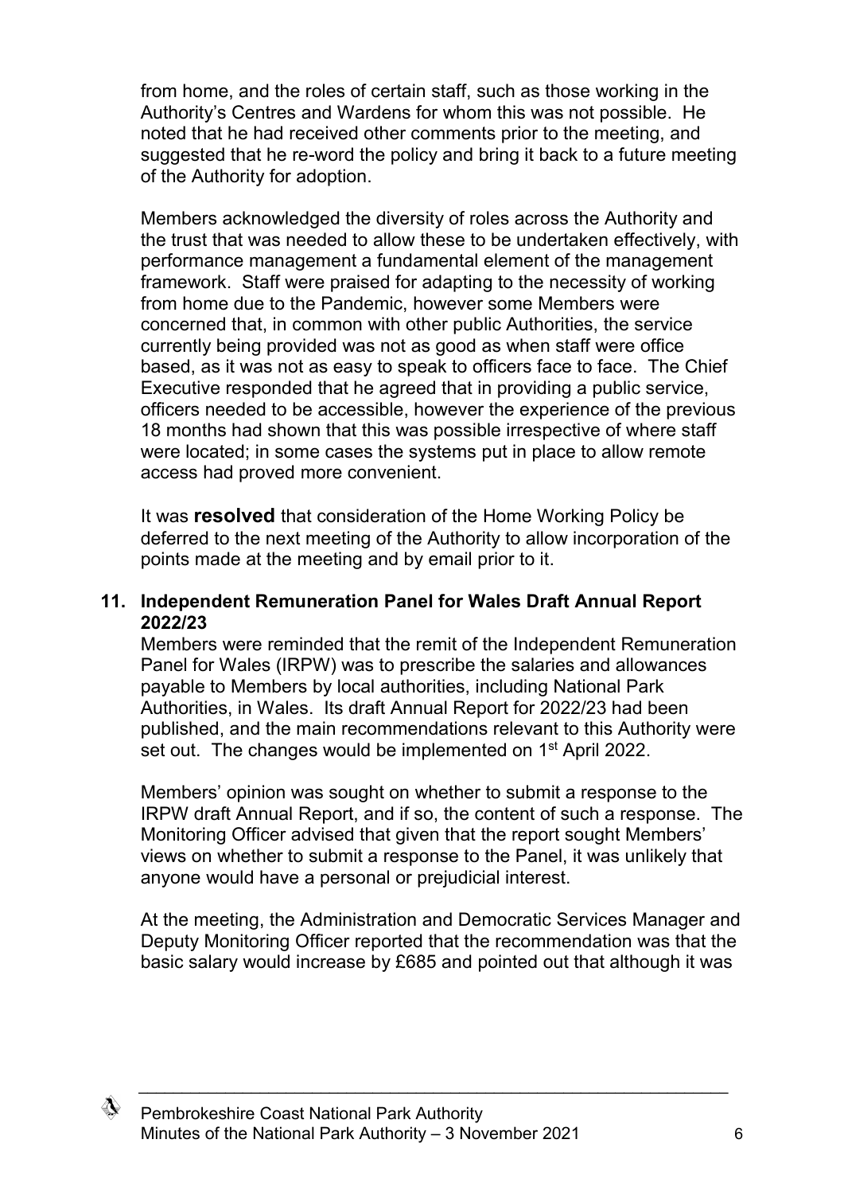from home, and the roles of certain staff, such as those working in the Authority's Centres and Wardens for whom this was not possible. He noted that he had received other comments prior to the meeting, and suggested that he re-word the policy and bring it back to a future meeting of the Authority for adoption.

Members acknowledged the diversity of roles across the Authority and the trust that was needed to allow these to be undertaken effectively, with performance management a fundamental element of the management framework. Staff were praised for adapting to the necessity of working from home due to the Pandemic, however some Members were concerned that, in common with other public Authorities, the service currently being provided was not as good as when staff were office based, as it was not as easy to speak to officers face to face. The Chief Executive responded that he agreed that in providing a public service, officers needed to be accessible, however the experience of the previous 18 months had shown that this was possible irrespective of where staff were located; in some cases the systems put in place to allow remote access had proved more convenient.

It was **resolved** that consideration of the Home Working Policy be deferred to the next meeting of the Authority to allow incorporation of the points made at the meeting and by email prior to it.

## 11. Independent Remuneration Panel for Wales Draft Annual Report 2022/23

Members were reminded that the remit of the Independent Remuneration Panel for Wales (IRPW) was to prescribe the salaries and allowances payable to Members by local authorities, including National Park Authorities, in Wales. Its draft Annual Report for 2022/23 had been published, and the main recommendations relevant to this Authority were set out. The changes would be implemented on 1st April 2022.

Members' opinion was sought on whether to submit a response to the IRPW draft Annual Report, and if so, the content of such a response. The Monitoring Officer advised that given that the report sought Members' views on whether to submit a response to the Panel, it was unlikely that anyone would have a personal or prejudicial interest.

At the meeting, the Administration and Democratic Services Manager and Deputy Monitoring Officer reported that the recommendation was that the basic salary would increase by £685 and pointed out that although it was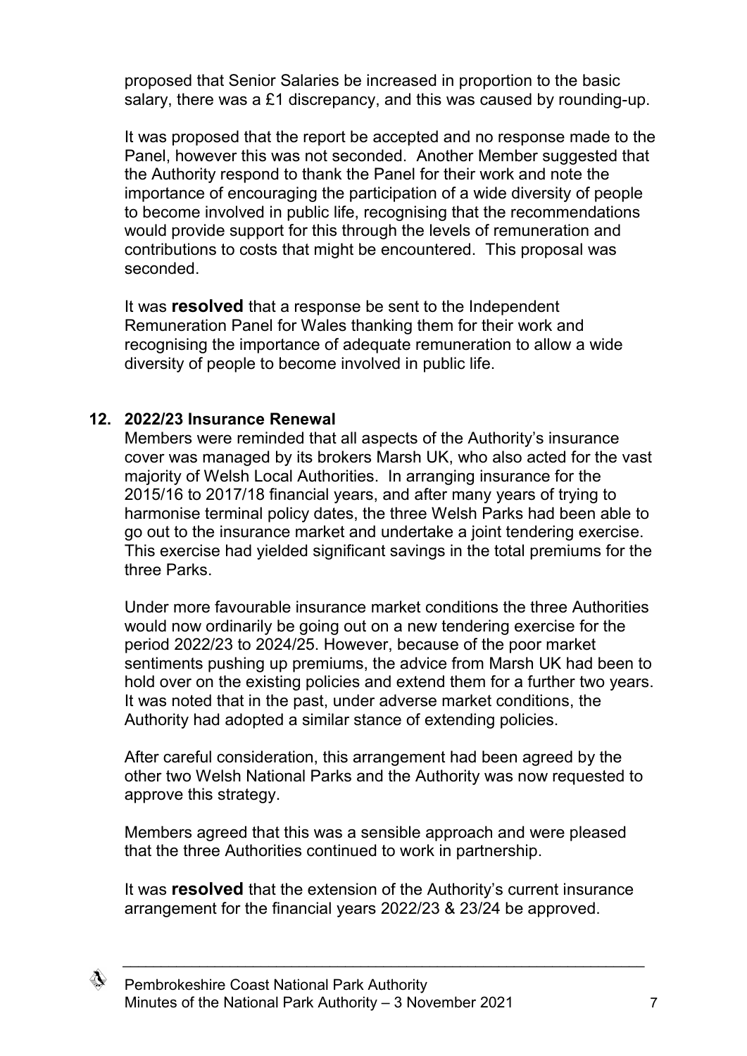proposed that Senior Salaries be increased in proportion to the basic salary, there was a £1 discrepancy, and this was caused by rounding-up.

It was proposed that the report be accepted and no response made to the Panel, however this was not seconded. Another Member suggested that the Authority respond to thank the Panel for their work and note the importance of encouraging the participation of a wide diversity of people to become involved in public life, recognising that the recommendations would provide support for this through the levels of remuneration and contributions to costs that might be encountered. This proposal was seconded.

It was **resolved** that a response be sent to the Independent Remuneration Panel for Wales thanking them for their work and recognising the importance of adequate remuneration to allow a wide diversity of people to become involved in public life.

## 12. 2022/23 Insurance Renewal

Members were reminded that all aspects of the Authority's insurance cover was managed by its brokers Marsh UK, who also acted for the vast majority of Welsh Local Authorities. In arranging insurance for the 2015/16 to 2017/18 financial years, and after many years of trying to harmonise terminal policy dates, the three Welsh Parks had been able to go out to the insurance market and undertake a joint tendering exercise. This exercise had yielded significant savings in the total premiums for the three Parks.

Under more favourable insurance market conditions the three Authorities would now ordinarily be going out on a new tendering exercise for the period 2022/23 to 2024/25. However, because of the poor market sentiments pushing up premiums, the advice from Marsh UK had been to hold over on the existing policies and extend them for a further two years. It was noted that in the past, under adverse market conditions, the Authority had adopted a similar stance of extending policies.

After careful consideration, this arrangement had been agreed by the other two Welsh National Parks and the Authority was now requested to approve this strategy.

Members agreed that this was a sensible approach and were pleased that the three Authorities continued to work in partnership.

It was **resolved** that the extension of the Authority's current insurance arrangement for the financial years 2022/23 & 23/24 be approved.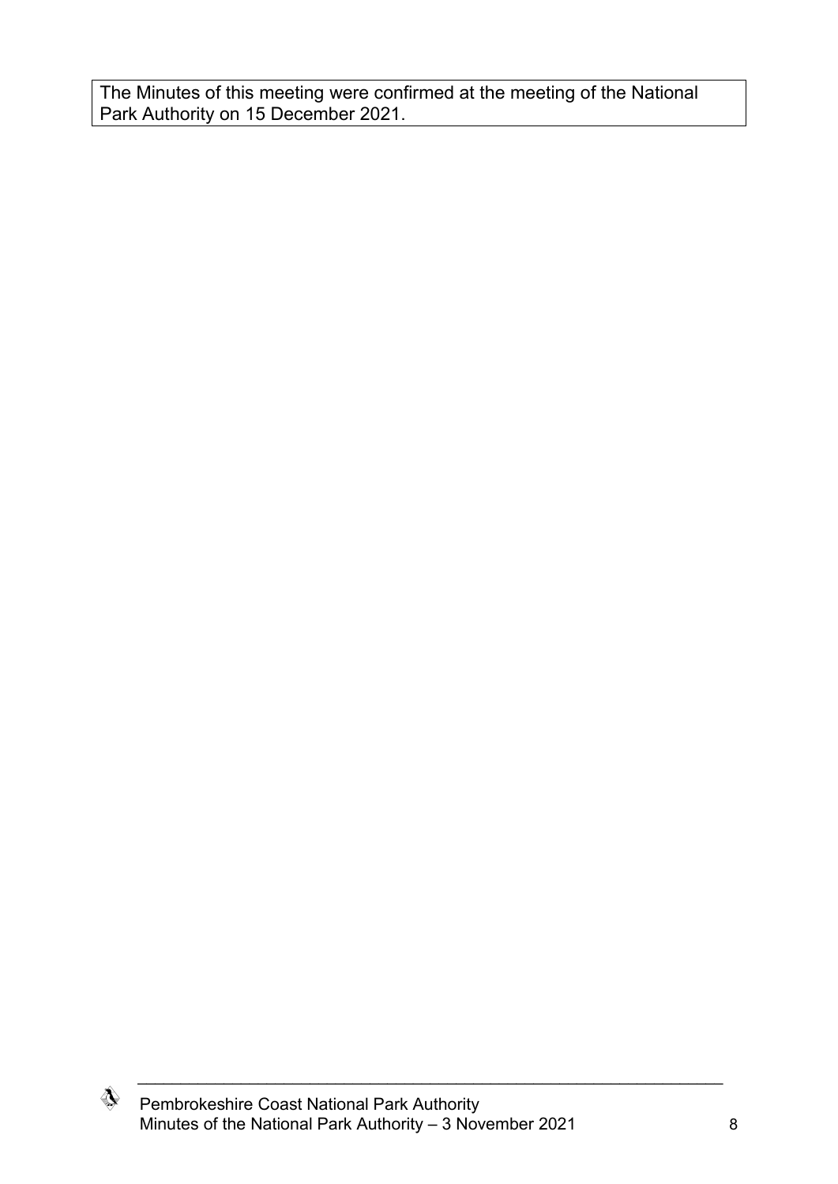The Minutes of this meeting were confirmed at the meeting of the National Park Authority on 15 December 2021.